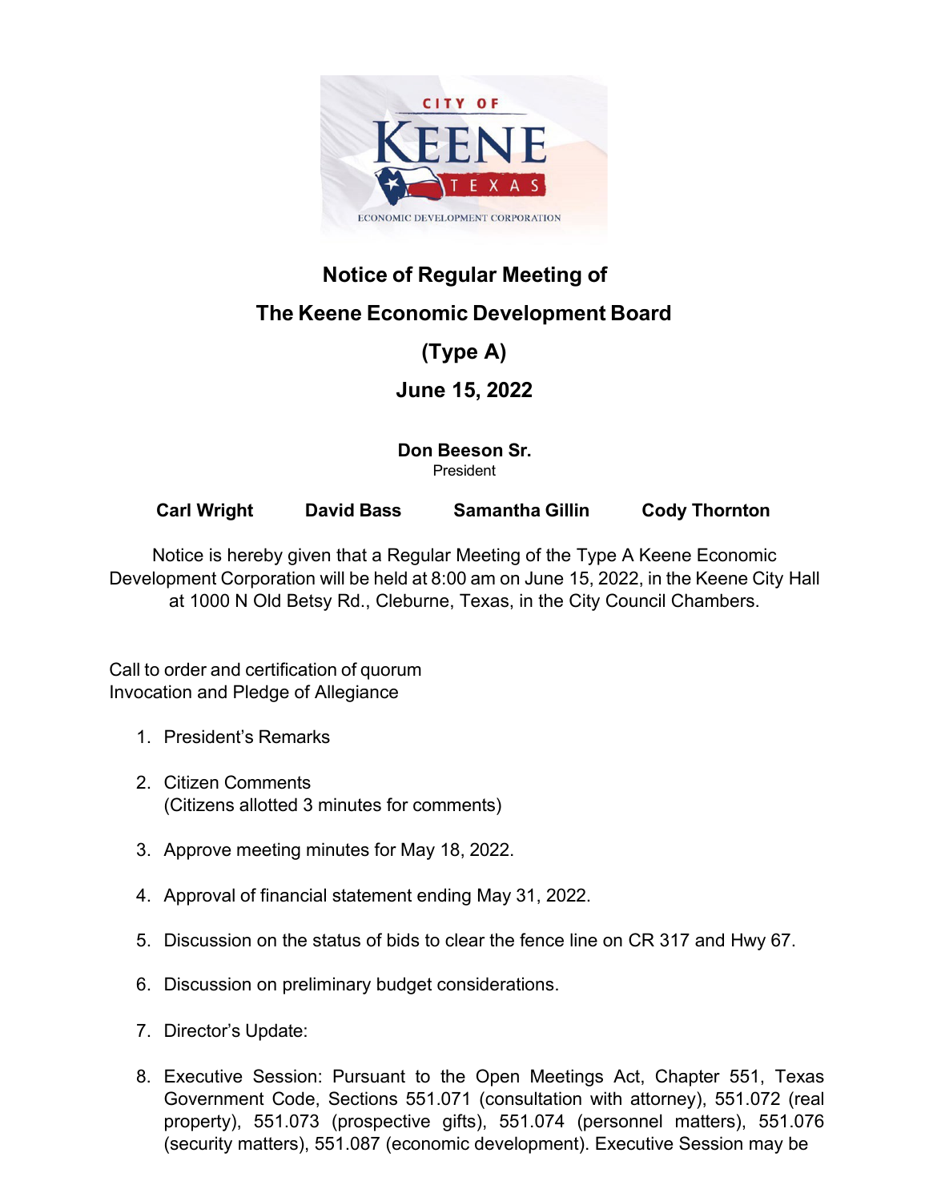# Notice of Regular Meeting of

# The Keene Economic Development Board

# (Type A)

# June 15, 2022

**Don Beeson Sr.**
President

**Carl Wright** **David Bass** **Samantha Gillin** **Cody Thornton**

Notice is hereby given that a Regular Meeting of the Type A Keene Economic Development Corporation will be held at 8:00 am on June 15, 2022, in the Keene City Hall at 1000 N Old Betsy Rd., Cleburne, Texas, in the City Council Chambers.

Call to order and certification of quorum
Invocation and Pledge of Allegiance

1. President's Remarks

2. Citizen Comments
   (Citizens allotted 3 minutes for comments)

3. Approve meeting minutes for May 18, 2022.

4. Approval of financial statement ending May 31, 2022.

5. Discussion on the status of bids to clear the fence line on CR 317 and Hwy 67.

6. Discussion on preliminary budget considerations.

7. Director's Update:

8. Executive Session: Pursuant to the Open Meetings Act, Chapter 551, Texas Government Code, Sections 551.071 (consultation with attorney), 551.072 (real property), 551.073 (prospective gifts), 551.074 (personnel matters), 551.076 (security matters), 551.087 (economic development). Executive Session may be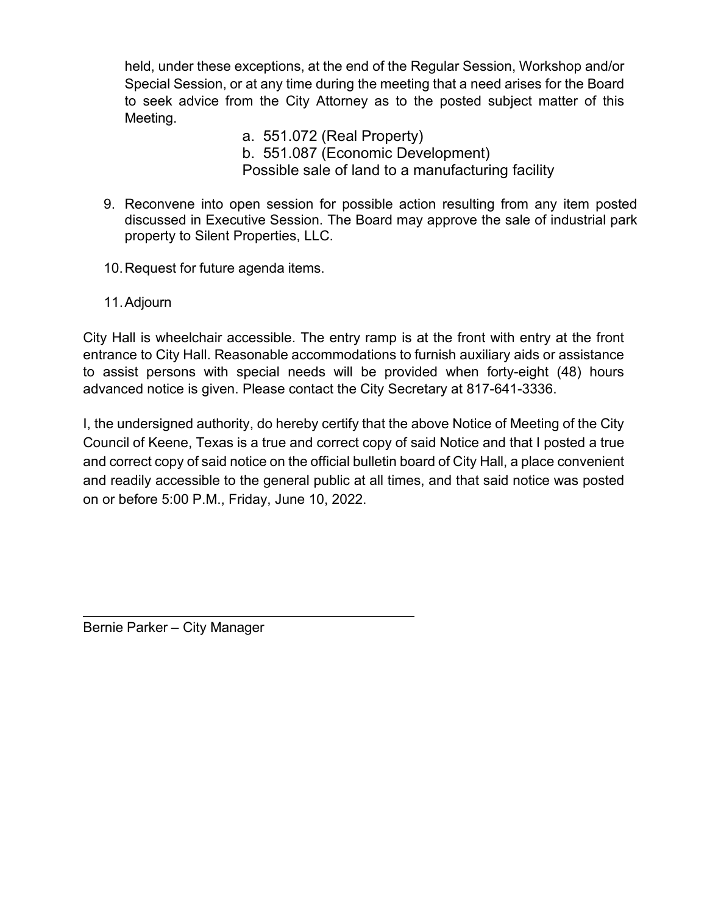held, under these exceptions, at the end of the Regular Session, Workshop and/or Special Session, or at any time during the meeting that a need arises for the Board to seek advice from the City Attorney as to the posted subject matter of this Meeting.

a. 551.072 (Real Property)
b. 551.087 (Economic Development)
Possible sale of land to a manufacturing facility

9. Reconvene into open session for possible action resulting from any item posted discussed in Executive Session. The Board may approve the sale of industrial park property to Silent Properties, LLC.

10. Request for future agenda items.

11. Adjourn

City Hall is wheelchair accessible. The entry ramp is at the front with entry at the front entrance to City Hall. Reasonable accommodations to furnish auxiliary aids or assistance to assist persons with special needs will be provided when forty-eight (48) hours advanced notice is given. Please contact the City Secretary at 817-641-3336.

I, the undersigned authority, do hereby certify that the above Notice of Meeting of the City Council of Keene, Texas is a true and correct copy of said Notice and that I posted a true and correct copy of said notice on the official bulletin board of City Hall, a place convenient and readily accessible to the general public at all times, and that said notice was posted on or before 5:00 P.M., Friday, June 10, 2022.

\_\_\_\_\_\_\_\_\_\_\_\_\_\_\_\_\_\_\_\_\_\_\_\_\_\_\_\_\_\_\_\_\_\_\_\_\_\_\_\_\_\_\_\_

Bernie Parker – City Manager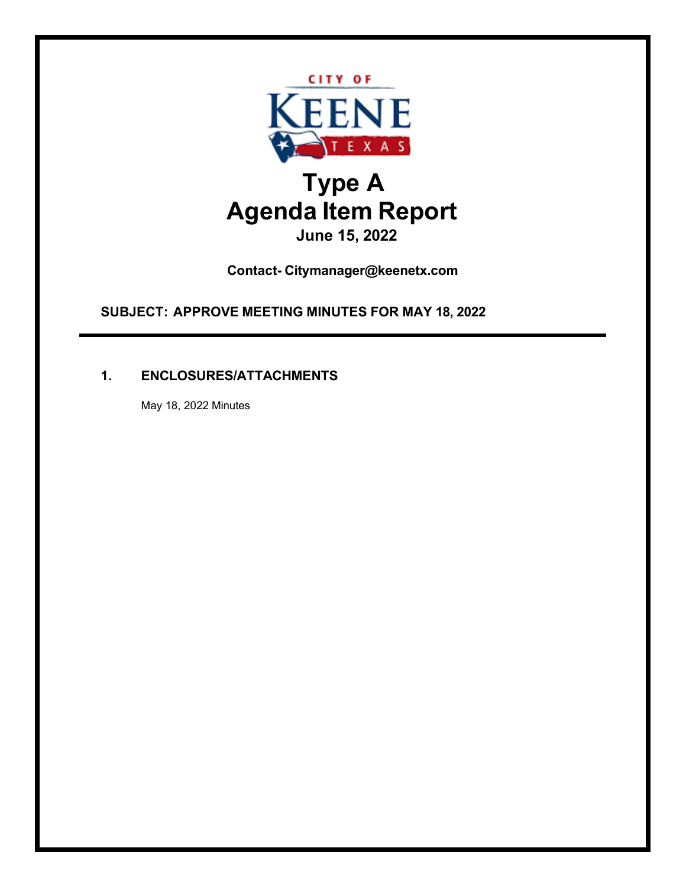CITY OF KEENE TEXAS

# Type A Agenda Item Report

**June 15, 2022**

**Contact- Citymanager@keenetx.com**

**SUBJECT: APPROVE MEETING MINUTES FOR MAY 18, 2022**

---

## 1. ENCLOSURES/ATTACHMENTS

May 18, 2022 Minutes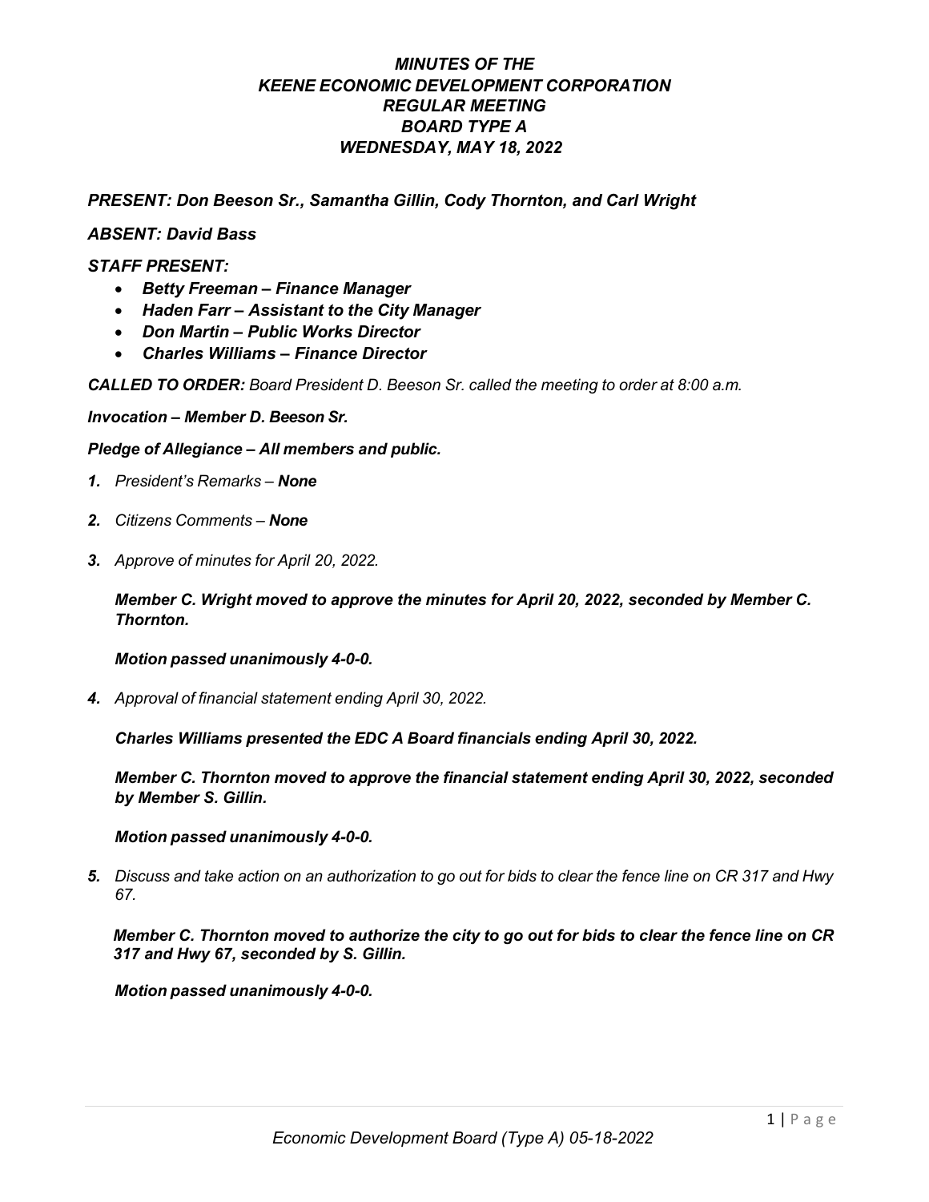***MINUTES OF THE***
***KEENE ECONOMIC DEVELOPMENT CORPORATION***
***REGULAR MEETING***
***BOARD TYPE A***
***WEDNESDAY, MAY 18, 2022***

***PRESENT: Don Beeson Sr., Samantha Gillin, Cody Thornton, and Carl Wright***

***ABSENT: David Bass***

***STAFF PRESENT:***

- ***Betty Freeman – Finance Manager***
- ***Haden Farr – Assistant to the City Manager***
- ***Don Martin – Public Works Director***
- ***Charles Williams – Finance Director***

***CALLED TO ORDER:*** *Board President D. Beeson Sr. called the meeting to order at 8:00 a.m.*

***Invocation – Member D. Beeson Sr.***

***Pledge of Allegiance – All members and public.***

1. *President's Remarks –* ***None***

2. *Citizens Comments –* ***None***

3. *Approve of minutes for April 20, 2022.*

   ***Member C. Wright moved to approve the minutes for April 20, 2022, seconded by Member C. Thornton.***

   ***Motion passed unanimously 4-0-0.***

4. *Approval of financial statement ending April 30, 2022.*

   ***Charles Williams presented the EDC A Board financials ending April 30, 2022.***

   ***Member C. Thornton moved to approve the financial statement ending April 30, 2022, seconded by Member S. Gillin.***

   ***Motion passed unanimously 4-0-0.***

5. *Discuss and take action on an authorization to go out for bids to clear the fence line on CR 317 and Hwy 67.*

   ***Member C. Thornton moved to authorize the city to go out for bids to clear the fence line on CR 317 and Hwy 67, seconded by S. Gillin.***

   ***Motion passed unanimously 4-0-0.***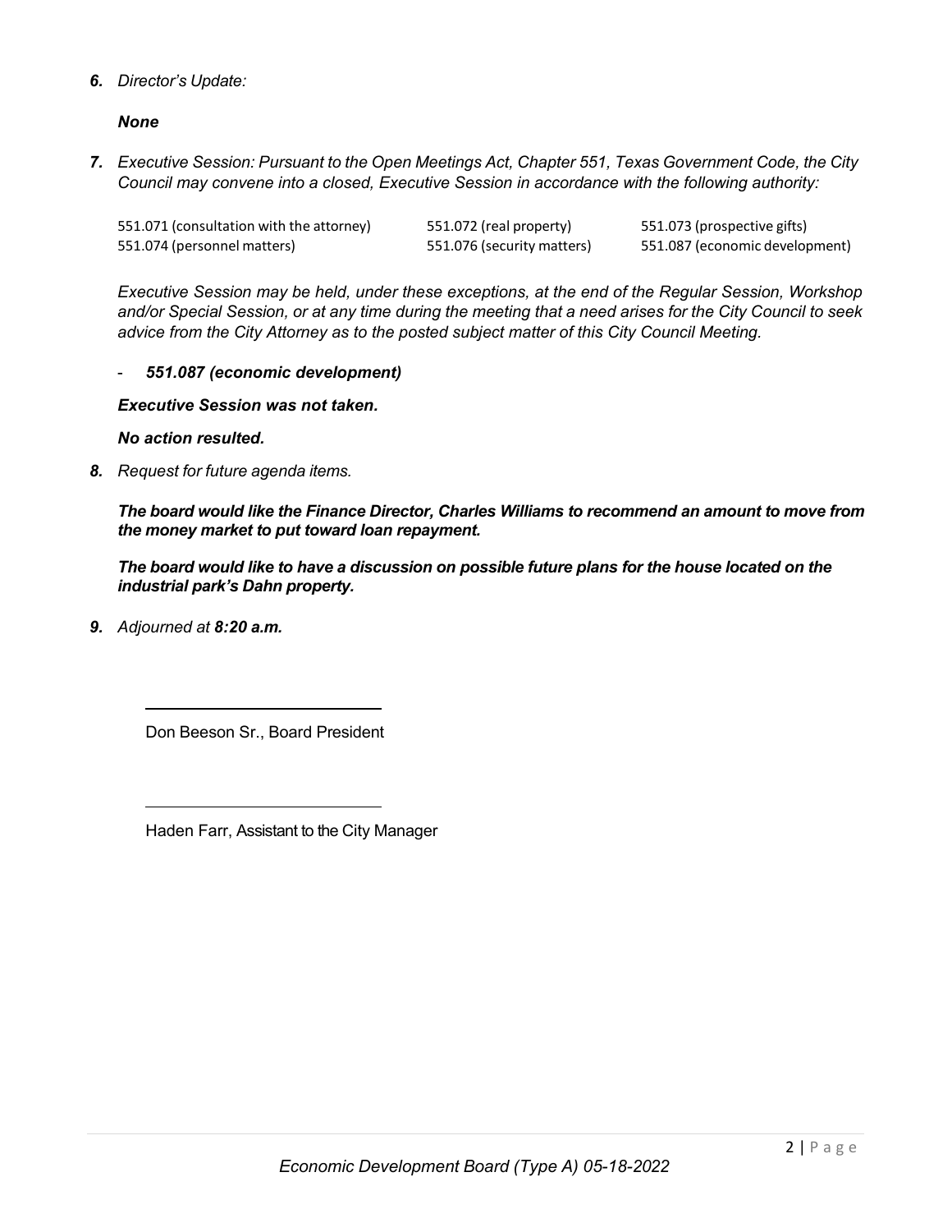6. *Director's Update:*

***None***

7. *Executive Session: Pursuant to the Open Meetings Act, Chapter 551, Texas Government Code, the City Council may convene into a closed, Executive Session in accordance with the following authority:*

| | | |
|---|---|---|
| 551.071 (consultation with the attorney) | 551.072 (real property) | 551.073 (prospective gifts) |
| 551.074 (personnel matters) | 551.076 (security matters) | 551.087 (economic development) |

*Executive Session may be held, under these exceptions, at the end of the Regular Session, Workshop and/or Special Session, or at any time during the meeting that a need arises for the City Council to seek advice from the City Attorney as to the posted subject matter of this City Council Meeting.*

- ***551.087 (economic development)***

***Executive Session was not taken.***

***No action resulted.***

8. *Request for future agenda items.*

***The board would like the Finance Director, Charles Williams to recommend an amount to move from the money market to put toward loan repayment.***

***The board would like to have a discussion on possible future plans for the house located on the industrial park's Dahn property.***

9. *Adjourned at* ***8:20 a.m.***

Don Beeson Sr., Board President

Haden Farr, Assistant to the City Manager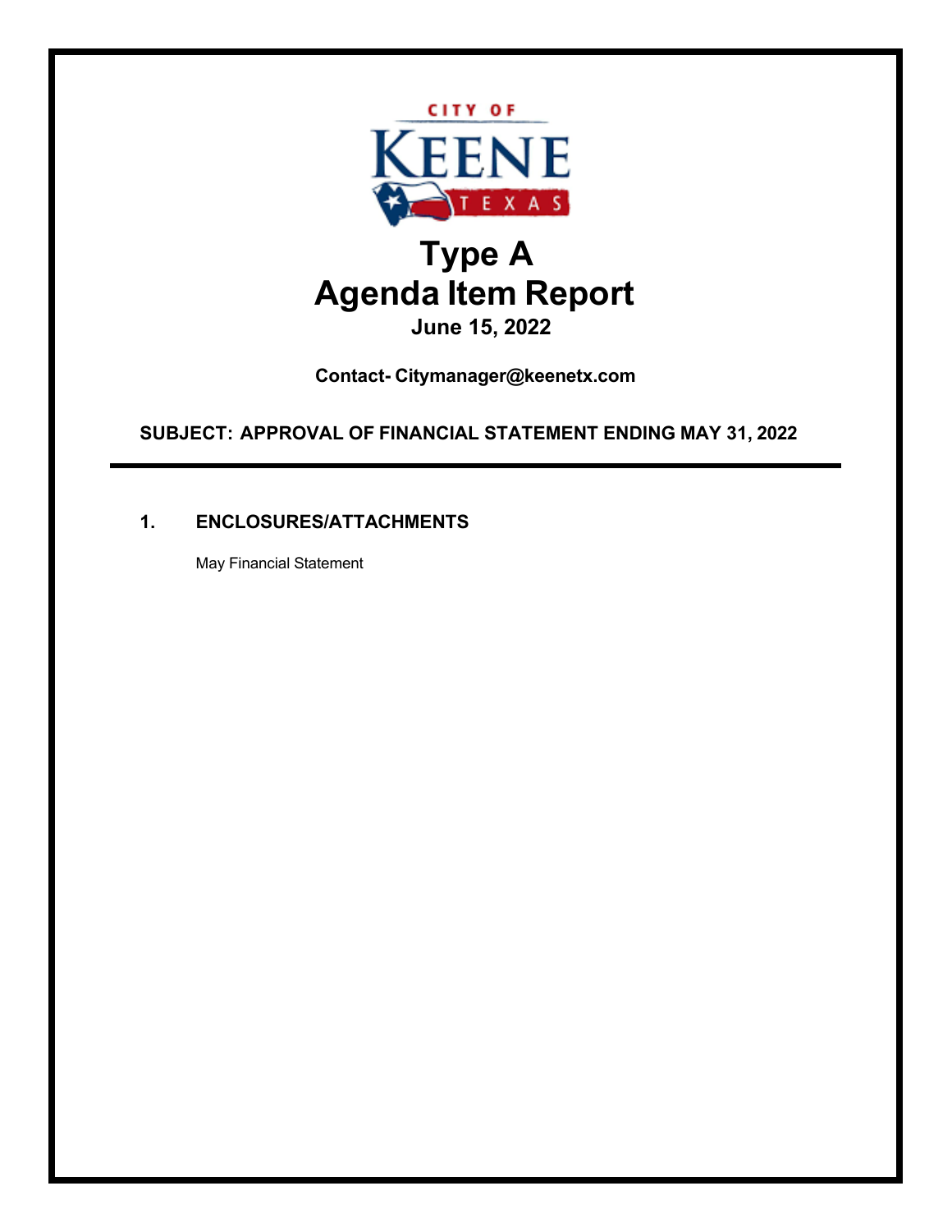CITY OF KEENE TEXAS

# Type A
# Agenda Item Report

**June 15, 2022**

**Contact- Citymanager@keenetx.com**

**SUBJECT: APPROVAL OF FINANCIAL STATEMENT ENDING MAY 31, 2022**

---

## 1. ENCLOSURES/ATTACHMENTS

May Financial Statement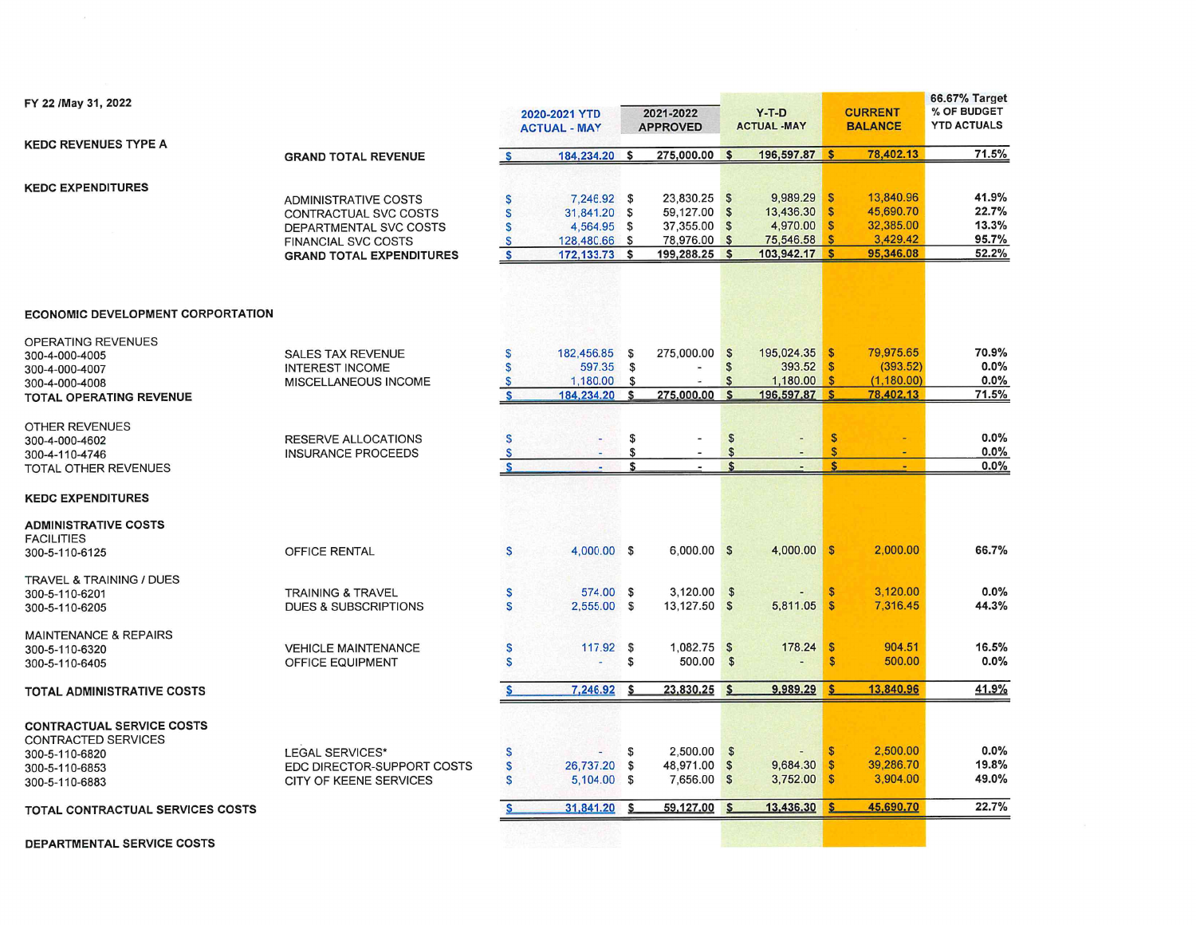FY 22 /May 31, 2022

| | | 2020-2021 YTD ACTUAL - MAY | 2021-2022 APPROVED | Y-T-D ACTUAL -MAY | CURRENT BALANCE | 66.67% Target % OF BUDGET YTD ACTUALS |
|---|---|---|---|---|---|---|
| **KEDC REVENUES TYPE A** | | | | | | |
| | **GRAND TOTAL REVENUE** | $ 184,234.20 | $ 275,000.00 | $ 196,597.87 | $ 78,402.13 | 71.5% |
| **KEDC EXPENDITURES** | | | | | | |
| | ADMINISTRATIVE COSTS | $ 7,246.92 | $ 23,830.25 | $ 9,989.29 | $ 13,840.96 | 41.9% |
| | CONTRACTUAL SVC COSTS | $ 31,841.20 | $ 59,127.00 | $ 13,436.30 | $ 45,690.70 | 22.7% |
| | DEPARTMENTAL SVC COSTS | $ 4,564.95 | $ 37,355.00 | $ 4,970.00 | $ 32,385.00 | 13.3% |
| | FINANCIAL SVC COSTS | $ 128,480.66 | $ 78,976.00 | $ 75,546.58 | $ 3,429.42 | 95.7% |
| | **GRAND TOTAL EXPENDITURES** | $ 172,133.73 | $ 199,288.25 | $ 103,942.17 | $ 95,346.08 | 52.2% |
| **ECONOMIC DEVELOPMENT CORPORATION** | | | | | | |
| OPERATING REVENUES | | | | | | |
| 300-4-000-4005 | SALES TAX REVENUE | $ 182,456.85 | $ 275,000.00 | $ 195,024.35 | $ 79,975.65 | 70.9% |
| 300-4-000-4007 | INTEREST INCOME | $ 597.35 | $ - | $ 393.52 | $ (393.52) | 0.0% |
| 300-4-000-4008 | MISCELLANEOUS INCOME | $ 1,180.00 | $ - | $ 1,180.00 | $ (1,180.00) | 0.0% |
| **TOTAL OPERATING REVENUE** | | $ 184,234.20 | $ 275,000.00 | $ 196,597.87 | $ 78,402.13 | 71.5% |
| OTHER REVENUES | | | | | | |
| 300-4-000-4602 | RESERVE ALLOCATIONS | $ - | $ - | $ - | $ - | 0.0% |
| 300-4-110-4746 | INSURANCE PROCEEDS | $ - | $ - | $ - | $ - | 0.0% |
| TOTAL OTHER REVENUES | | $ - | $ - | $ - | $ - | 0.0% |
| **KEDC EXPENDITURES** | | | | | | |
| **ADMINISTRATIVE COSTS** | | | | | | |
| FACILITIES | | | | | | |
| 300-5-110-6125 | OFFICE RENTAL | $ 4,000.00 | $ 6,000.00 | $ 4,000.00 | $ 2,000.00 | 66.7% |
| TRAVEL & TRAINING / DUES | | | | | | |
| 300-5-110-6201 | TRAINING & TRAVEL | $ 574.00 | $ 3,120.00 | $ - | $ 3,120.00 | 0.0% |
| 300-5-110-6205 | DUES & SUBSCRIPTIONS | $ 2,555.00 | $ 13,127.50 | $ 5,811.05 | $ 7,316.45 | 44.3% |
| MAINTENANCE & REPAIRS | | | | | | |
| 300-5-110-6320 | VEHICLE MAINTENANCE | $ 117.92 | $ 1,082.75 | $ 178.24 | $ 904.51 | 16.5% |
| 300-5-110-6405 | OFFICE EQUIPMENT | $ - | $ 500.00 | $ - | $ 500.00 | 0.0% |
| **TOTAL ADMINISTRATIVE COSTS** | | $ 7,246.92 | $ 23,830.25 | $ 9,989.29 | $ 13,840.96 | 41.9% |
| **CONTRACTUAL SERVICE COSTS** | | | | | | |
| CONTRACTED SERVICES | | | | | | |
| 300-5-110-6820 | LEGAL SERVICES* | $ - | $ 2,500.00 | $ - | $ 2,500.00 | 0.0% |
| 300-5-110-6853 | EDC DIRECTOR-SUPPORT COSTS | $ 26,737.20 | $ 48,971.00 | $ 9,684.30 | $ 39,286.70 | 19.8% |
| 300-5-110-6883 | CITY OF KEENE SERVICES | $ 5,104.00 | $ 7,656.00 | $ 3,752.00 | $ 3,904.00 | 49.0% |
| **TOTAL CONTRACTUAL SERVICES COSTS** | | $ 31,841.20 | $ 59,127.00 | $ 13,436.30 | $ 45,690.70 | 22.7% |
| **DEPARTMENTAL SERVICE COSTS** | | | | | | |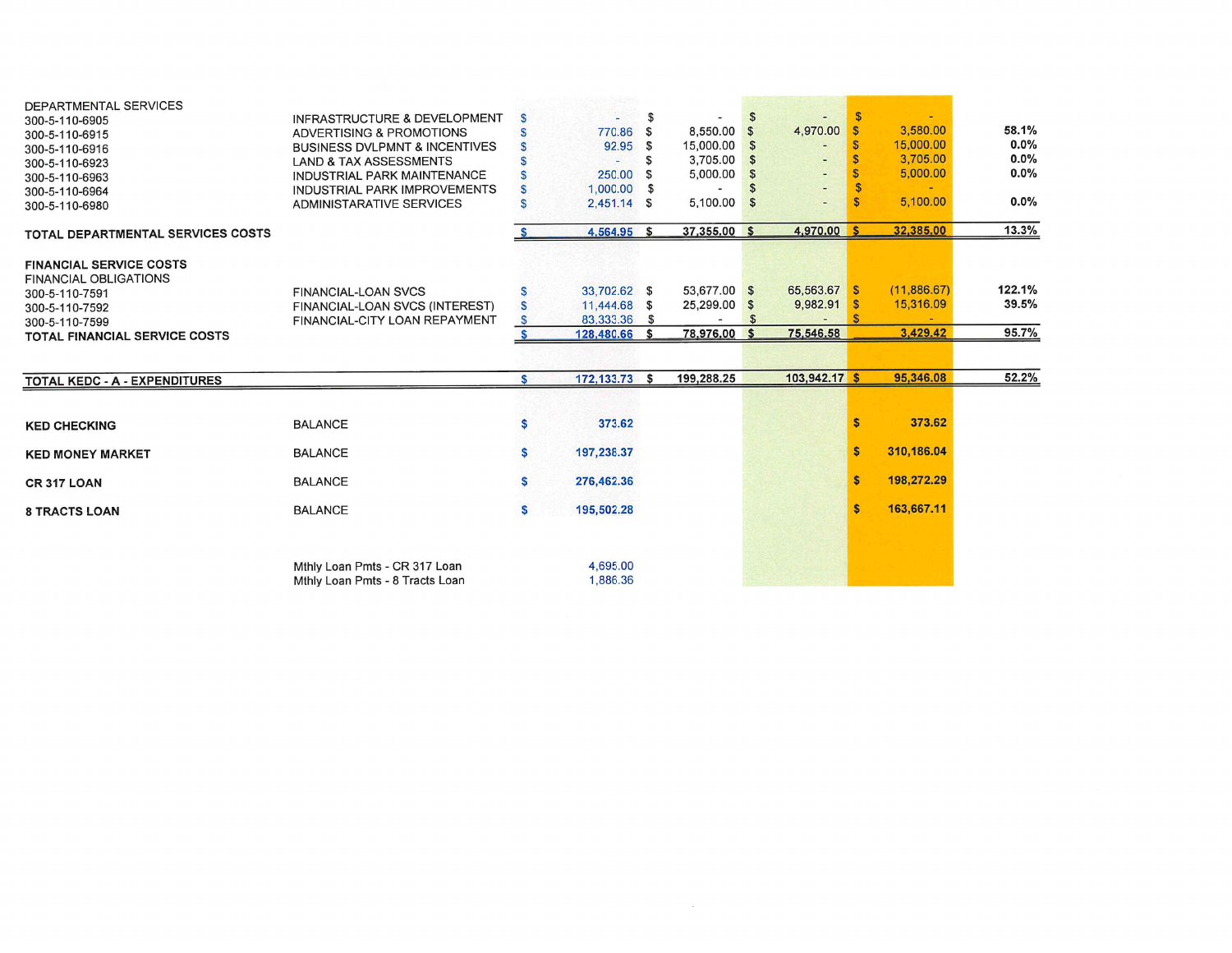| | | | | | | |
|---|---|---|---|---|---|---|
| DEPARTMENTAL SERVICES | | | | | | |
| 300-5-110-6905 | INFRASTRUCTURE & DEVELOPMENT | $ - | $ - | $ - | $ - | |
| 300-5-110-6915 | ADVERTISING & PROMOTIONS | $ 770.86 | $ 8,550.00 | $ 4,970.00 | $ 3,580.00 | 58.1% |
| 300-5-110-6916 | BUSINESS DVLPMNT & INCENTIVES | $ 92.95 | $ 15,000.00 | $ - | $ 15,000.00 | 0.0% |
| 300-5-110-6923 | LAND & TAX ASSESSMENTS | $ - | $ 3,705.00 | $ - | $ 3,705.00 | 0.0% |
| 300-5-110-6963 | INDUSTRIAL PARK MAINTENANCE | $ 250.00 | $ 5,000.00 | $ - | $ 5,000.00 | 0.0% |
| 300-5-110-6964 | INDUSTRIAL PARK IMPROVEMENTS | $ 1,000.00 | $ - | $ - | $ - | |
| 300-5-110-6980 | ADMINISTARATIVE SERVICES | $ 2,451.14 | $ 5,100.00 | $ - | $ 5,100.00 | 0.0% |
| **TOTAL DEPARTMENTAL SERVICES COSTS** | | $ 4,564.95 | $ 37,355.00 | $ 4,970.00 | $ 32,385.00 | 13.3% |
| **FINANCIAL SERVICE COSTS** | | | | | | |
| FINANCIAL OBLIGATIONS | | | | | | |
| 300-5-110-7591 | FINANCIAL-LOAN SVCS | $ 33,702.62 | $ 53,677.00 | $ 65,563.67 | $ (11,886.67) | 122.1% |
| 300-5-110-7592 | FINANCIAL-LOAN SVCS (INTEREST) | $ 11,444.68 | $ 25,299.00 | $ 9,982.91 | $ 15,316.09 | 39.5% |
| 300-5-110-7599 | FINANCIAL-CITY LOAN REPAYMENT | $ 83,333.36 | $ - | $ - | $ - | |
| **TOTAL FINANCIAL SERVICE COSTS** | | $ 128,480.66 | $ 78,976.00 | $ 75,546.58 | 3,429.42 | 95.7% |
| **TOTAL KEDC - A - EXPENDITURES** | | $ 172,133.73 | $ 199,288.25 | 103,942.17 | $ 95,346.08 | 52.2% |
| **KED CHECKING** | BALANCE | **$ 373.62** | | | **$ 373.62** | |
| **KED MONEY MARKET** | BALANCE | **$ 197,238.37** | | | **$ 310,186.04** | |
| **CR 317 LOAN** | BALANCE | **$ 276,462.36** | | | **$ 198,272.29** | |
| **8 TRACTS LOAN** | BALANCE | **$ 195,502.28** | | | **$ 163,667.11** | |
| | Mthly Loan Pmts - CR 317 Loan | 4,695.00 | | | | |
| | Mthly Loan Pmts - 8 Tracts Loan | 1,886.36 | | | | |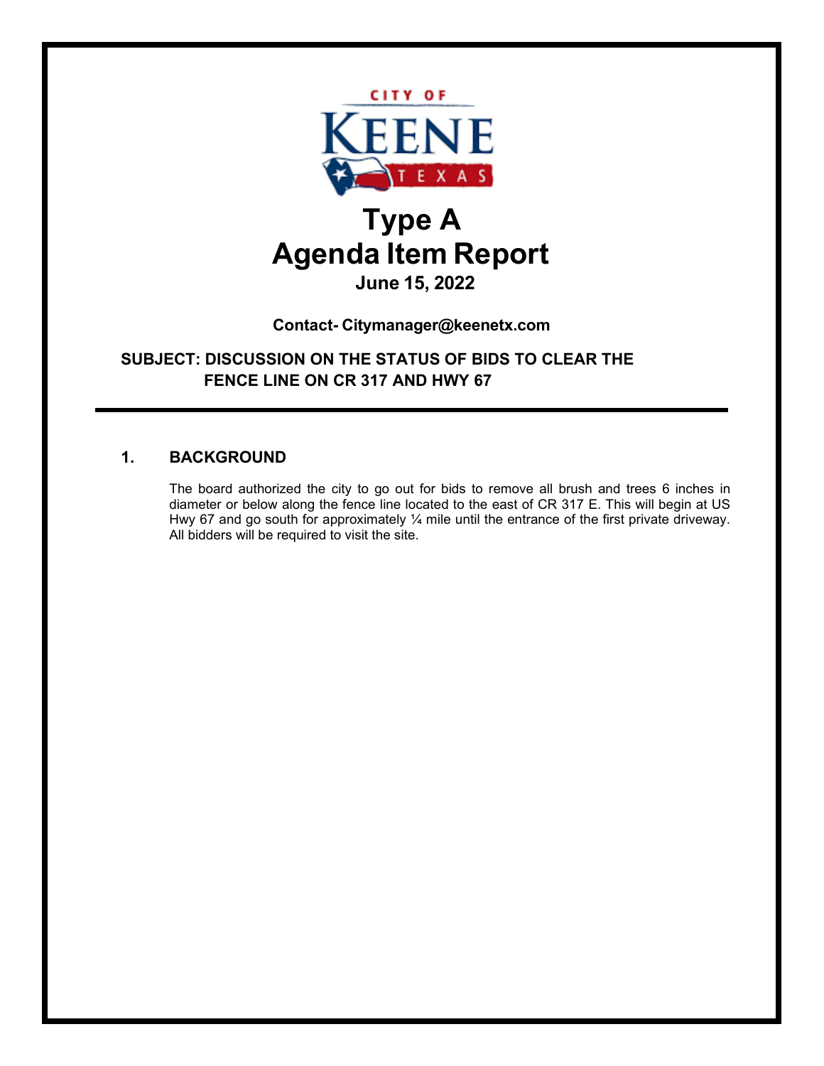CITY OF KEENE TEXAS

# Type A
# Agenda Item Report

**June 15, 2022**

**Contact- Citymanager@keenetx.com**

**SUBJECT: DISCUSSION ON THE STATUS OF BIDS TO CLEAR THE FENCE LINE ON CR 317 AND HWY 67**

## 1. BACKGROUND

The board authorized the city to go out for bids to remove all brush and trees 6 inches in diameter or below along the fence line located to the east of CR 317 E. This will begin at US Hwy 67 and go south for approximately ¼ mile until the entrance of the first private driveway. All bidders will be required to visit the site.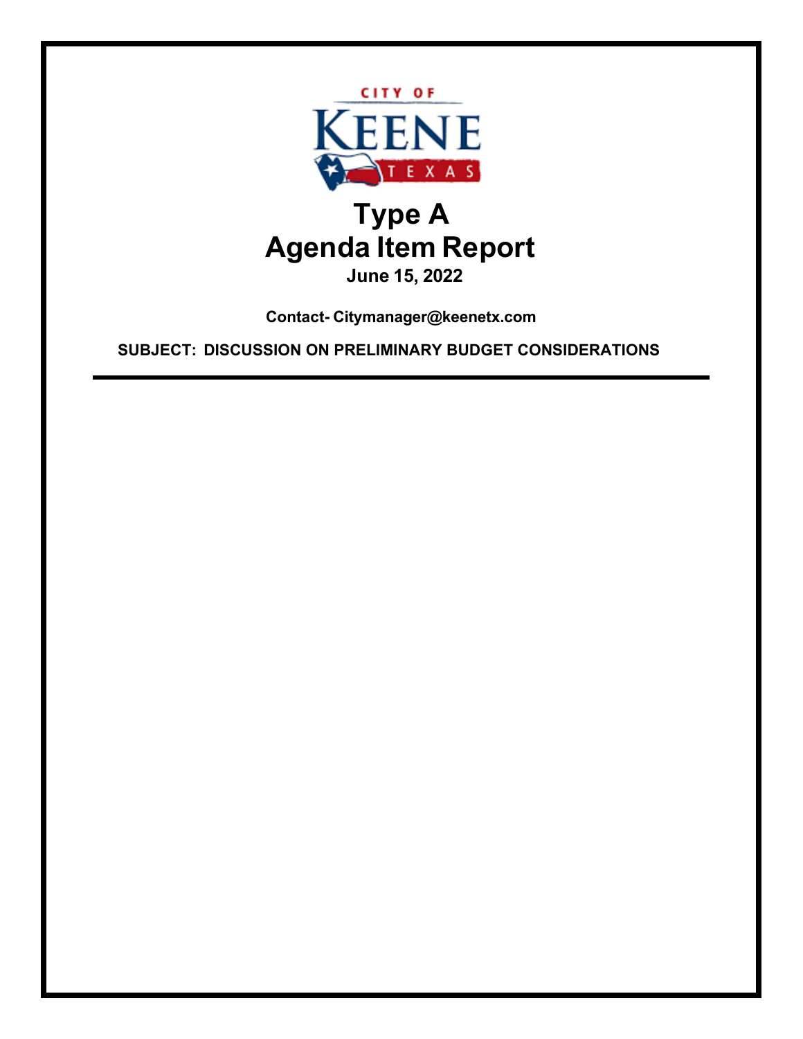CITY OF KEENE TEXAS

# Type A
# Agenda Item Report

**June 15, 2022**

**Contact- Citymanager@keenetx.com**

**SUBJECT: DISCUSSION ON PRELIMINARY BUDGET CONSIDERATIONS**